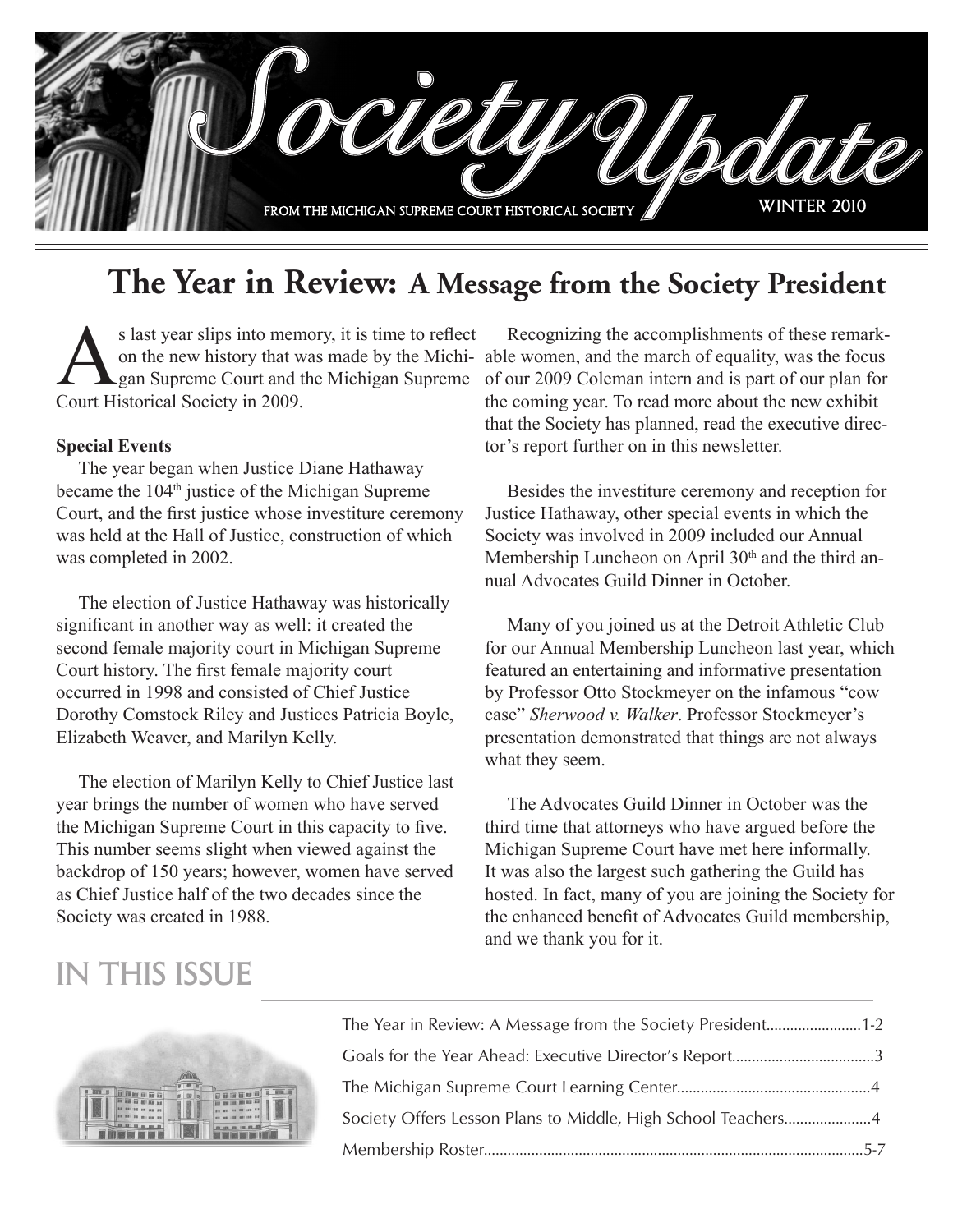# Society Update

FROM THE MICHIGAN SUPREME COURT HISTORICAL SOCIETY

WINTER 2010

## The Year in Review: A Message from the Society President

As last year slips into memory, it is time to reflect on the new history that was made by the Michigan Supreme Court and the Michigan Supreme Court Historical Society in 2009.

**Special Events**

The year began when Justice Diane Hathaway became the 104th justice of the Michigan Supreme Court, and the first justice whose investiture ceremony was held at the Hall of Justice, construction of which was completed in 2002.

The election of Justice Hathaway was historically significant in another way as well: it created the second female majority court in Michigan Supreme Court history. The first female majority court occurred in 1998 and consisted of Chief Justice Dorothy Comstock Riley and Justices Patricia Boyle, Elizabeth Weaver, and Marilyn Kelly.

The election of Marilyn Kelly to Chief Justice last year brings the number of women who have served the Michigan Supreme Court in this capacity to five. This number seems slight when viewed against the backdrop of 150 years; however, women have served as Chief Justice half of the two decades since the Society was created in 1988.

Recognizing the accomplishments of these remarkable women, and the march of equality, was the focus of our 2009 Coleman intern and is part of our plan for the coming year. To read more about the new exhibit that the Society has planned, read the executive director's report further on in this newsletter.

Besides the investiture ceremony and reception for Justice Hathaway, other special events in which the Society was involved in 2009 included our Annual Membership Luncheon on April 30th and the third annual Advocates Guild Dinner in October.

Many of you joined us at the Detroit Athletic Club for our Annual Membership Luncheon last year, which featured an entertaining and informative presentation by Professor Otto Stockmeyer on the infamous "cow case" *Sherwood v. Walker*. Professor Stockmeyer's presentation demonstrated that things are not always what they seem.

The Advocates Guild Dinner in October was the third time that attorneys who have argued before the Michigan Supreme Court have met here informally. It was also the largest such gathering the Guild has hosted. In fact, many of you are joining the Society for the enhanced benefit of Advocates Guild membership, and we thank you for it.

## IN THIS ISSUE

- The Year in Review: A Message from the Society President........................1-2
- Goals for the Year Ahead: Executive Director's Report....................................3
- The Michigan Supreme Court Learning Center.................................................4
- Society Offers Lesson Plans to Middle, High School Teachers......................4
- Membership Roster...............................................................................................5-7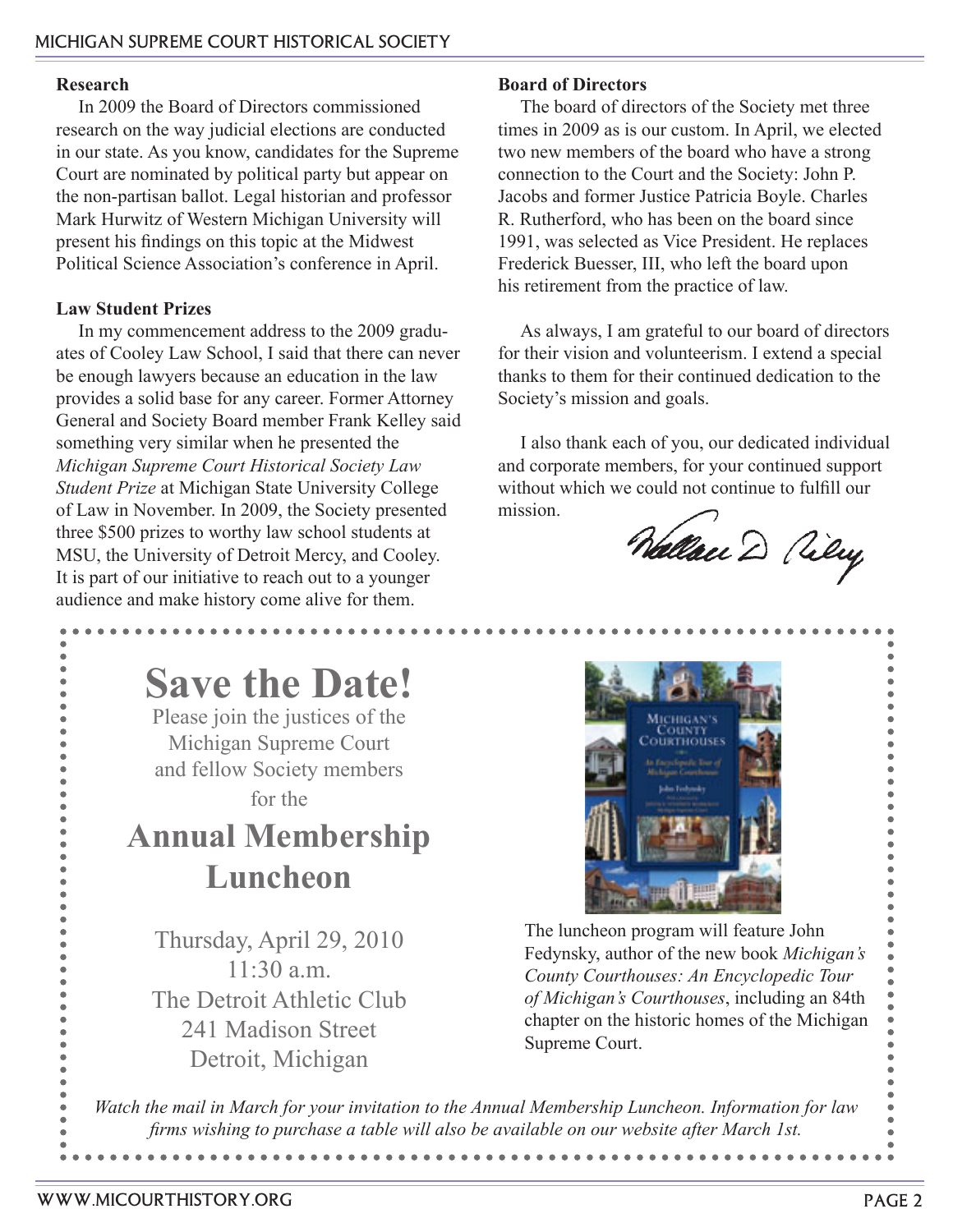### Research

In 2009 the Board of Directors commissioned research on the way judicial elections are conducted in our state. As you know, candidates for the Supreme Court are nominated by political party but appear on the non-partisan ballot. Legal historian and professor Mark Hurwitz of Western Michigan University will present his findings on this topic at the Midwest Political Science Association's conference in April.

### Law Student Prizes

In my commencement address to the 2009 graduates of Cooley Law School, I said that there can never be enough lawyers because an education in the law provides a solid base for any career. Former Attorney General and Society Board member Frank Kelley said something very similar when he presented the *Michigan Supreme Court Historical Society Law Student Prize* at Michigan State University College of Law in November. In 2009, the Society presented three $500 prizes to worthy law school students at MSU, the University of Detroit Mercy, and Cooley. It is part of our initiative to reach out to a younger audience and make history come alive for them.

### Board of Directors

The board of directors of the Society met three times in 2009 as is our custom. In April, we elected two new members of the board who have a strong connection to the Court and the Society: John P. Jacobs and former Justice Patricia Boyle. Charles R. Rutherford, who has been on the board since 1991, was selected as Vice President. He replaces Frederick Buesser, III, who left the board upon his retirement from the practice of law.

As always, I am grateful to our board of directors for their vision and volunteerism. I extend a special thanks to them for their continued dedication to the Society's mission and goals.

I also thank each of you, our dedicated individual and corporate members, for your continued support without which we could not continue to fulfill our mission.

Wallace D. Riley

# Save the Date!

Please join the justices of the Michigan Supreme Court and fellow Society members for the

## Annual Membership Luncheon

Thursday, April 29, 2010
11:30 a.m.
The Detroit Athletic Club
241 Madison Street
Detroit, Michigan

The luncheon program will feature John Fedynsky, author of the new book *Michigan's County Courthouses: An Encyclopedic Tour of Michigan's Courthouses*, including an 84th chapter on the historic homes of the Michigan Supreme Court.

*Watch the mail in March for your invitation to the Annual Membership Luncheon. Information for law firms wishing to purchase a table will also be available on our website after March 1st.*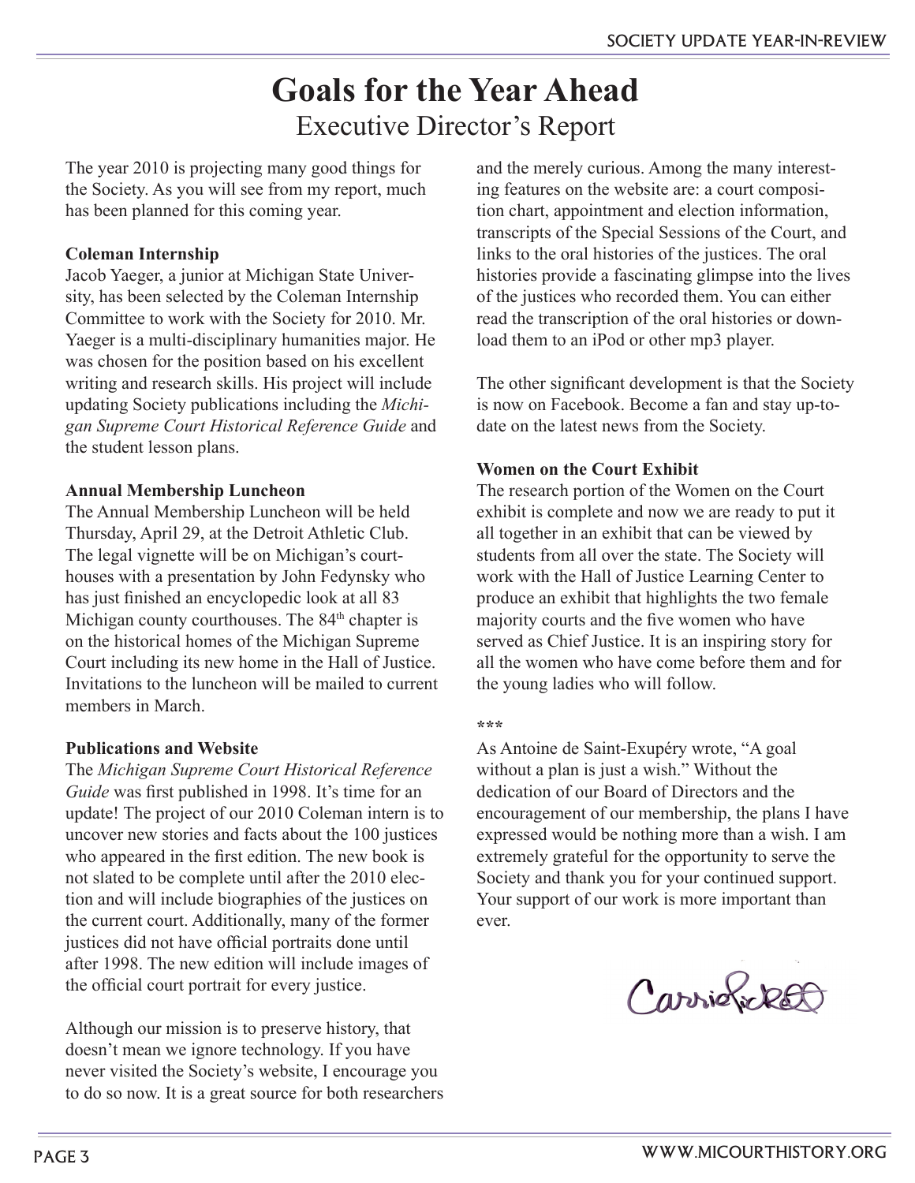# Goals for the Year Ahead

## Executive Director's Report

The year 2010 is projecting many good things for the Society. As you will see from my report, much has been planned for this coming year.

**Coleman Internship**

Jacob Yaeger, a junior at Michigan State University, has been selected by the Coleman Internship Committee to work with the Society for 2010. Mr. Yaeger is a multi-disciplinary humanities major. He was chosen for the position based on his excellent writing and research skills. His project will include updating Society publications including the *Michigan Supreme Court Historical Reference Guide* and the student lesson plans.

**Annual Membership Luncheon**

The Annual Membership Luncheon will be held Thursday, April 29, at the Detroit Athletic Club. The legal vignette will be on Michigan's courthouses with a presentation by John Fedynsky who has just finished an encyclopedic look at all 83 Michigan county courthouses. The 84th chapter is on the historical homes of the Michigan Supreme Court including its new home in the Hall of Justice. Invitations to the luncheon will be mailed to current members in March.

**Publications and Website**

The *Michigan Supreme Court Historical Reference Guide* was first published in 1998. It's time for an update! The project of our 2010 Coleman intern is to uncover new stories and facts about the 100 justices who appeared in the first edition. The new book is not slated to be complete until after the 2010 election and will include biographies of the justices on the current court. Additionally, many of the former justices did not have official portraits done until after 1998. The new edition will include images of the official court portrait for every justice.

Although our mission is to preserve history, that doesn't mean we ignore technology. If you have never visited the Society's website, I encourage you to do so now. It is a great source for both researchers and the merely curious. Among the many interesting features on the website are: a court composition chart, appointment and election information, transcripts of the Special Sessions of the Court, and links to the oral histories of the justices. The oral histories provide a fascinating glimpse into the lives of the justices who recorded them. You can either read the transcription of the oral histories or download them to an iPod or other mp3 player.

The other significant development is that the Society is now on Facebook. Become a fan and stay up-to-date on the latest news from the Society.

**Women on the Court Exhibit**

The research portion of the Women on the Court exhibit is complete and now we are ready to put it all together in an exhibit that can be viewed by students from all over the state. The Society will work with the Hall of Justice Learning Center to produce an exhibit that highlights the two female majority courts and the five women who have served as Chief Justice. It is an inspiring story for all the women who have come before them and for the young ladies who will follow.

***

As Antoine de Saint-Exupéry wrote, "A goal without a plan is just a wish." Without the dedication of our Board of Directors and the encouragement of our membership, the plans I have expressed would be nothing more than a wish. I am extremely grateful for the opportunity to serve the Society and thank you for your continued support. Your support of our work is more important than ever.

Carrie Pickett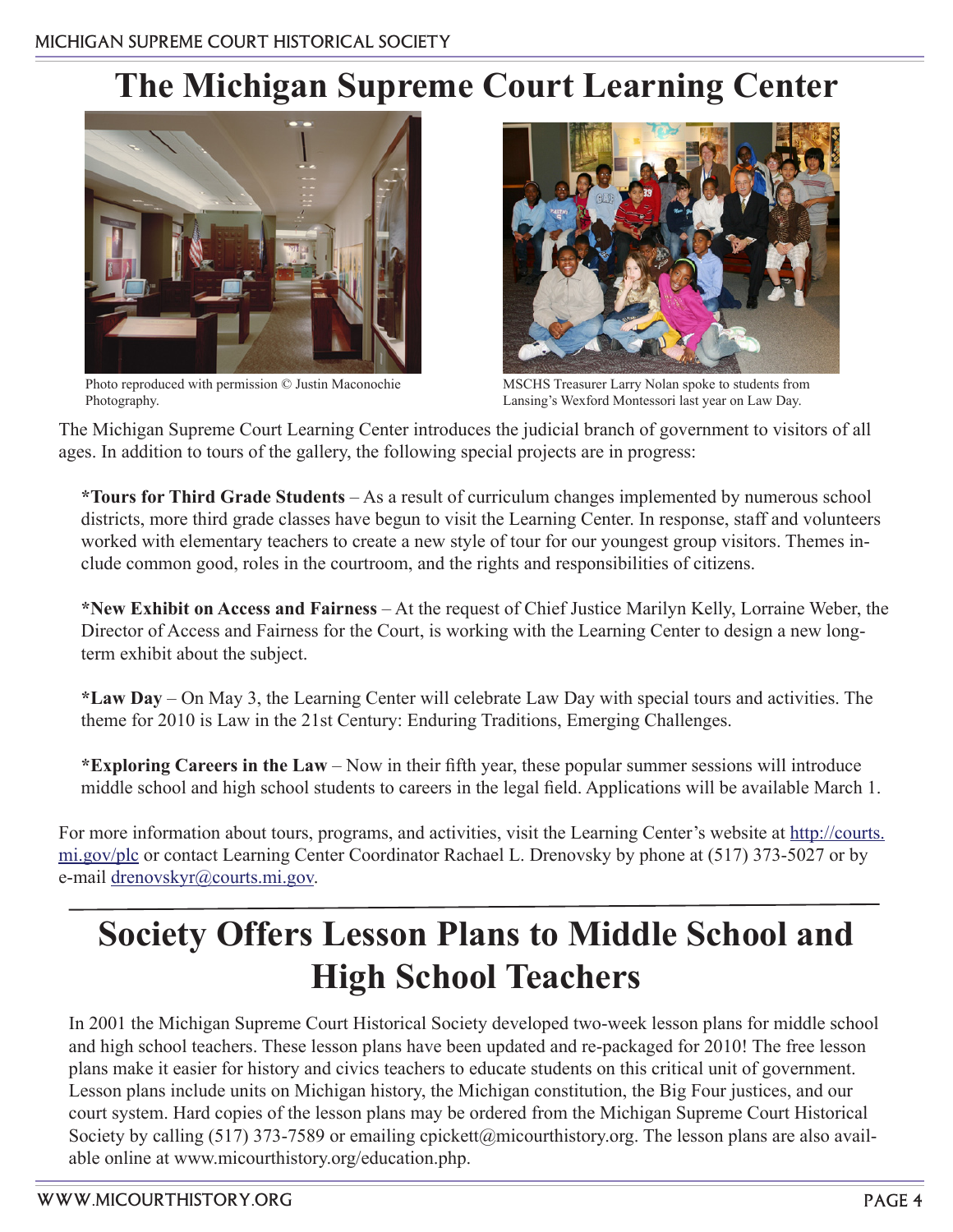# The Michigan Supreme Court Learning Center

Photo reproduced with permission © Justin Maconochie Photography.

MSCHS Treasurer Larry Nolan spoke to students from Lansing's Wexford Montessori last year on Law Day.

The Michigan Supreme Court Learning Center introduces the judicial branch of government to visitors of all ages. In addition to tours of the gallery, the following special projects are in progress:

***Tours for Third Grade Students** – As a result of curriculum changes implemented by numerous school districts, more third grade classes have begun to visit the Learning Center. In response, staff and volunteers worked with elementary teachers to create a new style of tour for our youngest group visitors. Themes include common good, roles in the courtroom, and the rights and responsibilities of citizens.

***New Exhibit on Access and Fairness** – At the request of Chief Justice Marilyn Kelly, Lorraine Weber, the Director of Access and Fairness for the Court, is working with the Learning Center to design a new long-term exhibit about the subject.

***Law Day** – On May 3, the Learning Center will celebrate Law Day with special tours and activities. The theme for 2010 is Law in the 21st Century: Enduring Traditions, Emerging Challenges.

***Exploring Careers in the Law** – Now in their fifth year, these popular summer sessions will introduce middle school and high school students to careers in the legal field. Applications will be available March 1.

For more information about tours, programs, and activities, visit the Learning Center's website at http://courts.mi.gov/plc or contact Learning Center Coordinator Rachael L. Drenovsky by phone at (517) 373-5027 or by e-mail drenovskyr@courts.mi.gov.

# Society Offers Lesson Plans to Middle School and High School Teachers

In 2001 the Michigan Supreme Court Historical Society developed two-week lesson plans for middle school and high school teachers. These lesson plans have been updated and re-packaged for 2010! The free lesson plans make it easier for history and civics teachers to educate students on this critical unit of government. Lesson plans include units on Michigan history, the Michigan constitution, the Big Four justices, and our court system. Hard copies of the lesson plans may be ordered from the Michigan Supreme Court Historical Society by calling (517) 373-7589 or emailing cpickett@micourthistory.org. The lesson plans are also available online at www.micourthistory.org/education.php.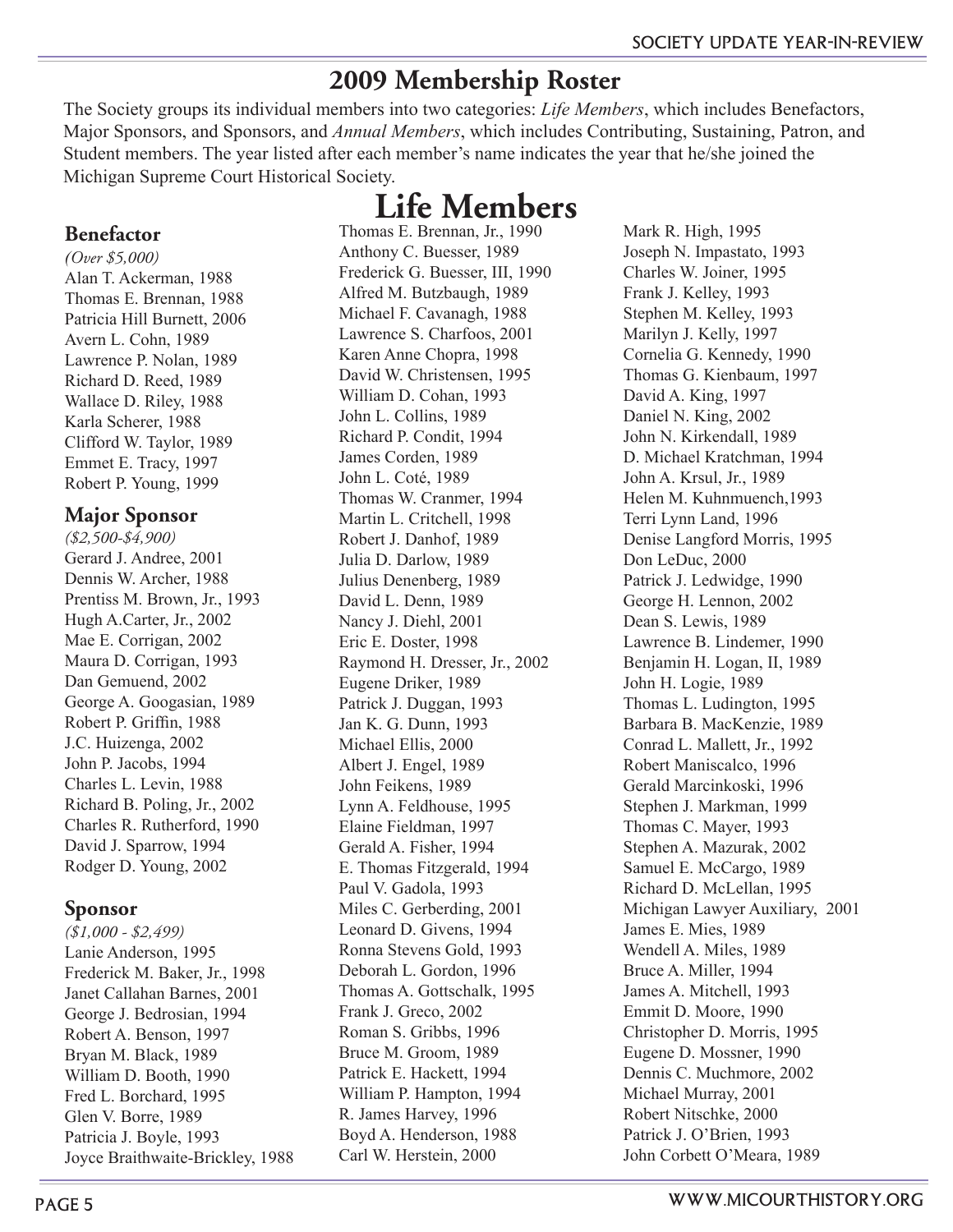## 2009 Membership Roster

The Society groups its individual members into two categories: *Life Members*, which includes Benefactors, Major Sponsors, and Sponsors, and *Annual Members*, which includes Contributing, Sustaining, Patron, and Student members. The year listed after each member's name indicates the year that he/she joined the Michigan Supreme Court Historical Society.

# Life Members

### Benefactor

*(Over $5,000)*

Alan T. Ackerman, 1988
Thomas E. Brennan, 1988
Patricia Hill Burnett, 2006
Avern L. Cohn, 1989
Lawrence P. Nolan, 1989
Richard D. Reed, 1989
Wallace D. Riley, 1988
Karla Scherer, 1988
Clifford W. Taylor, 1989
Emmet E. Tracy, 1997
Robert P. Young, 1999

### Major Sponsor

*($2,500-$4,900)*

Gerard J. Andree, 2001
Dennis W. Archer, 1988
Prentiss M. Brown, Jr., 1993
Hugh A.Carter, Jr., 2002
Mae E. Corrigan, 2002
Maura D. Corrigan, 1993
Dan Gemuend, 2002
George A. Googasian, 1989
Robert P. Griffin, 1988
J.C. Huizenga, 2002
John P. Jacobs, 1994
Charles L. Levin, 1988
Richard B. Poling, Jr., 2002
Charles R. Rutherford, 1990
David J. Sparrow, 1994
Rodger D. Young, 2002

### Sponsor

*($1,000 - $2,499)*

Lanie Anderson, 1995
Frederick M. Baker, Jr., 1998
Janet Callahan Barnes, 2001
George J. Bedrosian, 1994
Robert A. Benson, 1997
Bryan M. Black, 1989
William D. Booth, 1990
Fred L. Borchard, 1995
Glen V. Borre, 1989
Patricia J. Boyle, 1993
Joyce Braithwaite-Brickley, 1988
Thomas E. Brennan, Jr., 1990
Anthony C. Buesser, 1989
Frederick G. Buesser, III, 1990
Alfred M. Butzbaugh, 1989
Michael F. Cavanagh, 1988
Lawrence S. Charfoos, 2001
Karen Anne Chopra, 1998
David W. Christensen, 1995
William D. Cohan, 1993
John L. Collins, 1989
Richard P. Condit, 1994
James Corden, 1989
John L. Coté, 1989
Thomas W. Cranmer, 1994
Martin L. Critchell, 1998
Robert J. Danhof, 1989
Julia D. Darlow, 1989
Julius Denenberg, 1989
David L. Denn, 1989
Nancy J. Diehl, 2001
Eric E. Doster, 1998
Raymond H. Dresser, Jr., 2002
Eugene Driker, 1989
Patrick J. Duggan, 1993
Jan K. G. Dunn, 1993
Michael Ellis, 2000
Albert J. Engel, 1989
John Feikens, 1989
Lynn A. Feldhouse, 1995
Elaine Fieldman, 1997
Gerald A. Fisher, 1994
E. Thomas Fitzgerald, 1994
Paul V. Gadola, 1993
Miles C. Gerberding, 2001
Leonard D. Givens, 1994
Ronna Stevens Gold, 1993
Deborah L. Gordon, 1996
Thomas A. Gottschalk, 1995
Frank J. Greco, 2002
Roman S. Gribbs, 1996
Bruce M. Groom, 1989
Patrick E. Hackett, 1994
William P. Hampton, 1994
R. James Harvey, 1996
Boyd A. Henderson, 1988
Carl W. Herstein, 2000
Mark R. High, 1995
Joseph N. Impastato, 1993
Charles W. Joiner, 1995
Frank J. Kelley, 1993
Stephen M. Kelley, 1993
Marilyn J. Kelly, 1997
Cornelia G. Kennedy, 1990
Thomas G. Kienbaum, 1997
David A. King, 1997
Daniel N. King, 2002
John N. Kirkendall, 1989
D. Michael Kratchman, 1994
John A. Krsul, Jr., 1989
Helen M. Kuhnmuench,1993
Terri Lynn Land, 1996
Denise Langford Morris, 1995
Don LeDuc, 2000
Patrick J. Ledwidge, 1990
George H. Lennon, 2002
Dean S. Lewis, 1989
Lawrence B. Lindemer, 1990
Benjamin H. Logan, II, 1989
John H. Logie, 1989
Thomas L. Ludington, 1995
Barbara B. MacKenzie, 1989
Conrad L. Mallett, Jr., 1992
Robert Maniscalco, 1996
Gerald Marcinkoski, 1996
Stephen J. Markman, 1999
Thomas C. Mayer, 1993
Stephen A. Mazurak, 2002
Samuel E. McCargo, 1989
Richard D. McLellan, 1995
Michigan Lawyer Auxiliary, 2001
James E. Mies, 1989
Wendell A. Miles, 1989
Bruce A. Miller, 1994
James A. Mitchell, 1993
Emmit D. Moore, 1990
Christopher D. Morris, 1995
Eugene D. Mossner, 1990
Dennis C. Muchmore, 2002
Michael Murray, 2001
Robert Nitschke, 2000
Patrick J. O'Brien, 1993
John Corbett O'Meara, 1989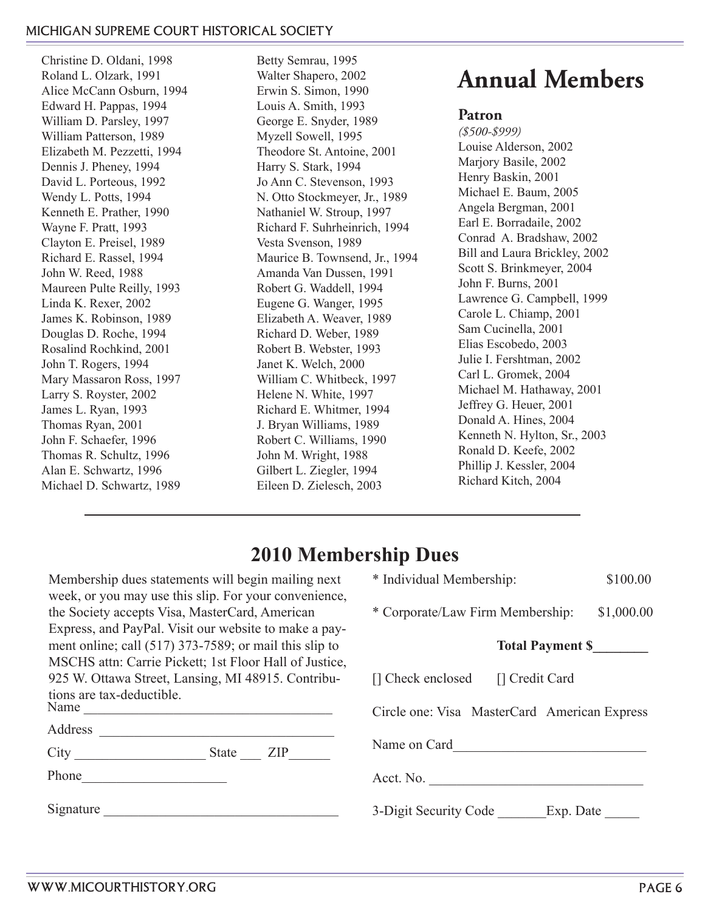Christine D. Oldani, 1998
Roland L. Olzark, 1991
Alice McCann Osburn, 1994
Edward H. Pappas, 1994
William D. Parsley, 1997
William Patterson, 1989
Elizabeth M. Pezzetti, 1994
Dennis J. Pheney, 1994
David L. Porteous, 1992
Wendy L. Potts, 1994
Kenneth E. Prather, 1990
Wayne F. Pratt, 1993
Clayton E. Preisel, 1989
Richard E. Rassel, 1994
John W. Reed, 1988
Maureen Pulte Reilly, 1993
Linda K. Rexer, 2002
James K. Robinson, 1989
Douglas D. Roche, 1994
Rosalind Rochkind, 2001
John T. Rogers, 1994
Mary Massaron Ross, 1997
Larry S. Royster, 2002
James L. Ryan, 1993
Thomas Ryan, 2001
John F. Schaefer, 1996
Thomas R. Schultz, 1996
Alan E. Schwartz, 1996
Michael D. Schwartz, 1989
Betty Semrau, 1995
Walter Shapero, 2002
Erwin S. Simon, 1990
Louis A. Smith, 1993
George E. Snyder, 1989
Myzell Sowell, 1995
Theodore St. Antoine, 2001
Harry S. Stark, 1994
Jo Ann C. Stevenson, 1993
N. Otto Stockmeyer, Jr., 1989
Nathaniel W. Stroup, 1997
Richard F. Suhrheinrich, 1994
Vesta Svenson, 1989
Maurice B. Townsend, Jr., 1994
Amanda Van Dussen, 1991
Robert G. Waddell, 1994
Eugene G. Wanger, 1995
Elizabeth A. Weaver, 1989
Richard D. Weber, 1989
Robert B. Webster, 1993
Janet K. Welch, 2000
William C. Whitbeck, 1997
Helene N. White, 1997
Richard E. Whitmer, 1994
J. Bryan Williams, 1989
Robert C. Williams, 1990
John M. Wright, 1988
Gilbert L. Ziegler, 1994
Eileen D. Zielesch, 2003

# Annual Members

### Patron

*($500-$999)*

Louise Alderson, 2002
Marjory Basile, 2002
Henry Baskin, 2001
Michael E. Baum, 2005
Angela Bergman, 2001
Earl E. Borradaile, 2002
Conrad A. Bradshaw, 2002
Bill and Laura Brickley, 2002
Scott S. Brinkmeyer, 2004
John F. Burns, 2001
Lawrence G. Campbell, 1999
Carole L. Chiamp, 2001
Sam Cucinella, 2001
Elias Escobedo, 2003
Julie I. Fershtman, 2002
Carl L. Gromek, 2004
Michael M. Hathaway, 2001
Jeffrey G. Heuer, 2001
Donald A. Hines, 2004
Kenneth N. Hylton, Sr., 2003
Ronald D. Keefe, 2002
Phillip J. Kessler, 2004
Richard Kitch, 2004

---

## 2010 Membership Dues

Membership dues statements will begin mailing next week, or you may use this slip. For your convenience, the Society accepts Visa, MasterCard, American Express, and PayPal. Visit our website to make a payment online; call (517) 373-7589; or mail this slip to MSCHS attn: Carrie Pickett; 1st Floor Hall of Justice, 925 W. Ottawa Street, Lansing, MI 48915. Contributions are tax-deductible.

Name ___________________________________

Address ___________________________________

City __________________ State ___ ZIP______

Phone____________________

Signature _________________________________

* Individual Membership: $100.00

* Corporate/Law Firm Membership: $1,000.00

**Total Payment $________**

[] Check enclosed [] Credit Card

Circle one: Visa MasterCard American Express

Name on Card___________________________

Acct. No. ______________________________

3-Digit Security Code _______Exp. Date _____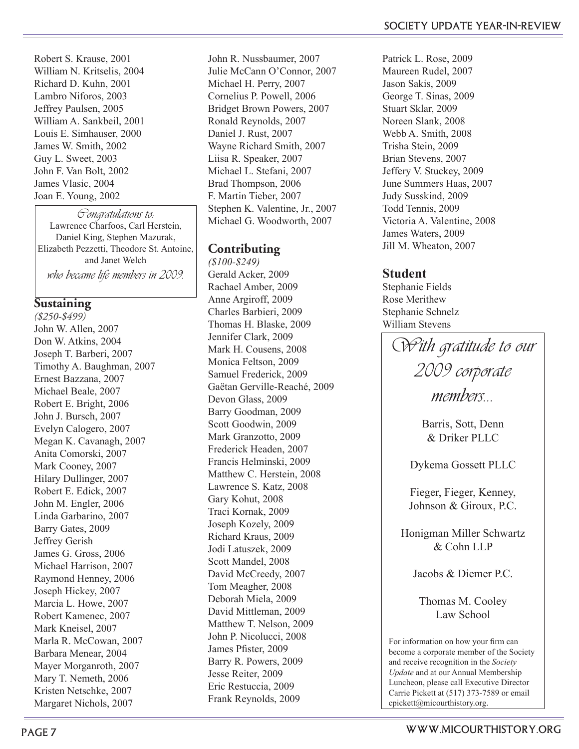Robert S. Krause, 2001
William N. Kritselis, 2004
Richard D. Kuhn, 2001
Lambro Niforos, 2003
Jeffrey Paulsen, 2005
William A. Sankbeil, 2001
Louis E. Simhauser, 2000
James W. Smith, 2002
Guy L. Sweet, 2003
John F. Van Bolt, 2002
James Vlasic, 2004
Joan E. Young, 2002

*Congratulations to:*
Lawrence Charfoos, Carl Herstein, Daniel King, Stephen Mazurak, Elizabeth Pezzetti, Theodore St. Antoine, and Janet Welch
*who became life members in 2009.*

## Sustaining

*($250-$499)*

John W. Allen, 2007
Don W. Atkins, 2004
Joseph T. Barberi, 2007
Timothy A. Baughman, 2007
Ernest Bazzana, 2007
Michael Beale, 2007
Robert E. Bright, 2006
John J. Bursch, 2007
Evelyn Calogero, 2007
Megan K. Cavanagh, 2007
Anita Comorski, 2007
Mark Cooney, 2007
Hilary Dullinger, 2007
Robert E. Edick, 2007
John M. Engler, 2006
Linda Garbarino, 2007
Barry Gates, 2009
Jeffrey Gerish
James G. Gross, 2006
Michael Harrison, 2007
Raymond Henney, 2006
Joseph Hickey, 2007
Marcia L. Howe, 2007
Robert Kamenec, 2007
Mark Kneisel, 2007
Marla R. McCowan, 2007
Barbara Menear, 2004
Mayer Morganroth, 2007
Mary T. Nemeth, 2006
Kristen Netschke, 2007
Margaret Nichols, 2007
John R. Nussbaumer, 2007
Julie McCann O'Connor, 2007
Michael H. Perry, 2007
Cornelius P. Powell, 2006
Bridget Brown Powers, 2007
Ronald Reynolds, 2007
Daniel J. Rust, 2007
Wayne Richard Smith, 2007
Liisa R. Speaker, 2007
Michael L. Stefani, 2007
Brad Thompson, 2006
F. Martin Tieber, 2007
Stephen K. Valentine, Jr., 2007
Michael G. Woodworth, 2007

## Contributing

*($100-$249)*

Gerald Acker, 2009
Rachael Amber, 2009
Anne Argiroff, 2009
Charles Barbieri, 2009
Thomas H. Blaske, 2009
Jennifer Clark, 2009
Mark H. Cousens, 2008
Monica Feltson, 2009
Samuel Frederick, 2009
Gaëtan Gerville-Reaché, 2009
Devon Glass, 2009
Barry Goodman, 2009
Scott Goodwin, 2009
Mark Granzotto, 2009
Frederick Headen, 2007
Francis Helminski, 2009
Matthew C. Herstein, 2008
Lawrence S. Katz, 2008
Gary Kohut, 2008
Traci Kornak, 2009
Joseph Kozely, 2009
Richard Kraus, 2009
Jodi Latuszek, 2009
Scott Mandel, 2008
David McCreedy, 2007
Tom Meagher, 2008
Deborah Miela, 2009
David Mittleman, 2009
Matthew T. Nelson, 2009
John P. Nicolucci, 2008
James Pfister, 2009
Barry R. Powers, 2009
Jesse Reiter, 2009
Eric Restuccia, 2009
Frank Reynolds, 2009
Patrick L. Rose, 2009
Maureen Rudel, 2007
Jason Sakis, 2009
George T. Sinas, 2009
Stuart Sklar, 2009
Noreen Slank, 2008
Webb A. Smith, 2008
Trisha Stein, 2009
Brian Stevens, 2007
Jeffery V. Stuckey, 2009
June Summers Haas, 2007
Judy Susskind, 2009
Todd Tennis, 2009
Victoria A. Valentine, 2008
James Waters, 2009
Jill M. Wheaton, 2007

## Student

Stephanie Fields
Rose Merithew
Stephanie Schnelz
William Stevens

*With gratitude to our 2009 corporate members...*

Barris, Sott, Denn & Driker PLLC

Dykema Gossett PLLC

Fieger, Fieger, Kenney, Johnson & Giroux, P.C.

Honigman Miller Schwartz & Cohn LLP

Jacobs & Diemer P.C.

Thomas M. Cooley Law School

For information on how your firm can become a corporate member of the Society and receive recognition in the *Society Update* and at our Annual Membership Luncheon, please call Executive Director Carrie Pickett at (517) 373-7589 or email cpickett@micourthistory.org.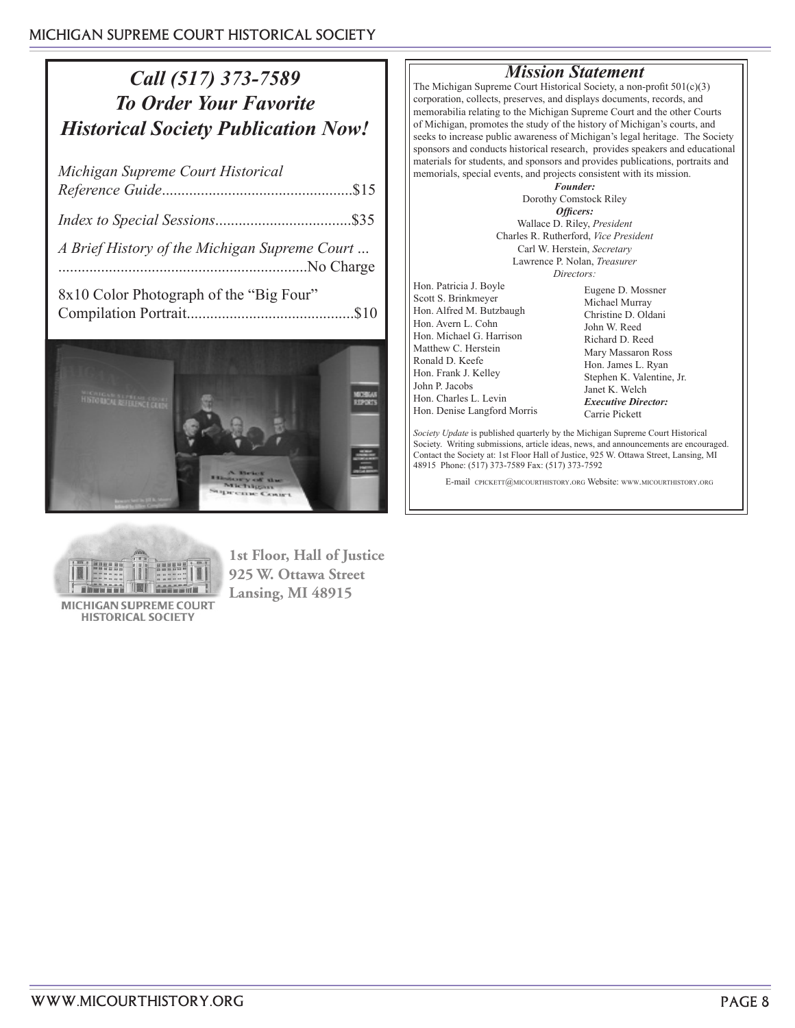## *Call (517) 373-7589*
## *To Order Your Favorite Historical Society Publication Now!*

*Michigan Supreme Court Historical Reference Guide*................................................$15

*Index to Special Sessions*...................................$35

*A Brief History of the Michigan Supreme Court* ... ................................................................No Charge

8x10 Color Photograph of the "Big Four" Compilation Portrait...........................................$10

## *Mission Statement*

The Michigan Supreme Court Historical Society, a non-profit 501(c)(3) corporation, collects, preserves, and displays documents, records, and memorabilia relating to the Michigan Supreme Court and the other Courts of Michigan, promotes the study of the history of Michigan's courts, and seeks to increase public awareness of Michigan's legal heritage. The Society sponsors and conducts historical research, provides speakers and educational materials for students, and sponsors and provides publications, portraits and memorials, special events, and projects consistent with its mission.

***Founder:***
Dorothy Comstock Riley

***Officers:***
Wallace D. Riley, *President*
Charles R. Rutherford, *Vice President*
Carl W. Herstein, *Secretary*
Lawrence P. Nolan, *Treasurer*

*Directors:*

Hon. Patricia J. Boyle
Scott S. Brinkmeyer
Hon. Alfred M. Butzbaugh
Hon. Avern L. Cohn
Hon. Michael G. Harrison
Matthew C. Herstein
Ronald D. Keefe
Hon. Frank J. Kelley
John P. Jacobs
Hon. Charles L. Levin
Hon. Denise Langford Morris
Eugene D. Mossner
Michael Murray
Christine D. Oldani
John W. Reed
Richard D. Reed
Mary Massaron Ross
Hon. James L. Ryan
Stephen K. Valentine, Jr.
Janet K. Welch

***Executive Director:***
Carrie Pickett

*Society Update* is published quarterly by the Michigan Supreme Court Historical Society. Writing submissions, article ideas, news, and announcements are encouraged. Contact the Society at: 1st Floor Hall of Justice, 925 W. Ottawa Street, Lansing, MI 48915 Phone: (517) 373-7589 Fax: (517) 373-7592

E-mail cpickett@micourthistory.org Website: www.micourthistory.org

MICHIGAN SUPREME COURT HISTORICAL SOCIETY

**1st Floor, Hall of Justice**
**925 W. Ottawa Street**
**Lansing, MI 48915**